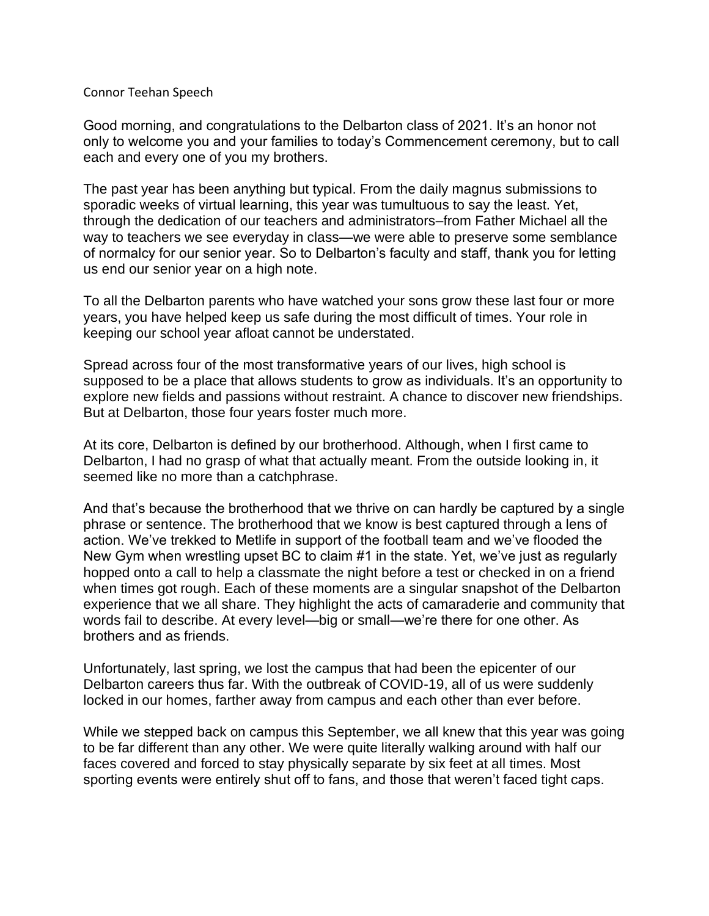Connor Teehan Speech

Good morning, and congratulations to the Delbarton class of 2021. It's an honor not only to welcome you and your families to today's Commencement ceremony, but to call each and every one of you my brothers.

The past year has been anything but typical. From the daily magnus submissions to sporadic weeks of virtual learning, this year was tumultuous to say the least. Yet, through the dedication of our teachers and administrators–from Father Michael all the way to teachers we see everyday in class—we were able to preserve some semblance of normalcy for our senior year. So to Delbarton's faculty and staff, thank you for letting us end our senior year on a high note.

To all the Delbarton parents who have watched your sons grow these last four or more years, you have helped keep us safe during the most difficult of times. Your role in keeping our school year afloat cannot be understated.

Spread across four of the most transformative years of our lives, high school is supposed to be a place that allows students to grow as individuals. It's an opportunity to explore new fields and passions without restraint. A chance to discover new friendships. But at Delbarton, those four years foster much more.

At its core, Delbarton is defined by our brotherhood. Although, when I first came to Delbarton, I had no grasp of what that actually meant. From the outside looking in, it seemed like no more than a catchphrase.

And that's because the brotherhood that we thrive on can hardly be captured by a single phrase or sentence. The brotherhood that we know is best captured through a lens of action. We've trekked to Metlife in support of the football team and we've flooded the New Gym when wrestling upset BC to claim #1 in the state. Yet, we've just as regularly hopped onto a call to help a classmate the night before a test or checked in on a friend when times got rough. Each of these moments are a singular snapshot of the Delbarton experience that we all share. They highlight the acts of camaraderie and community that words fail to describe. At every level—big or small—we're there for one other. As brothers and as friends.

Unfortunately, last spring, we lost the campus that had been the epicenter of our Delbarton careers thus far. With the outbreak of COVID-19, all of us were suddenly locked in our homes, farther away from campus and each other than ever before.

While we stepped back on campus this September, we all knew that this year was going to be far different than any other. We were quite literally walking around with half our faces covered and forced to stay physically separate by six feet at all times. Most sporting events were entirely shut off to fans, and those that weren't faced tight caps.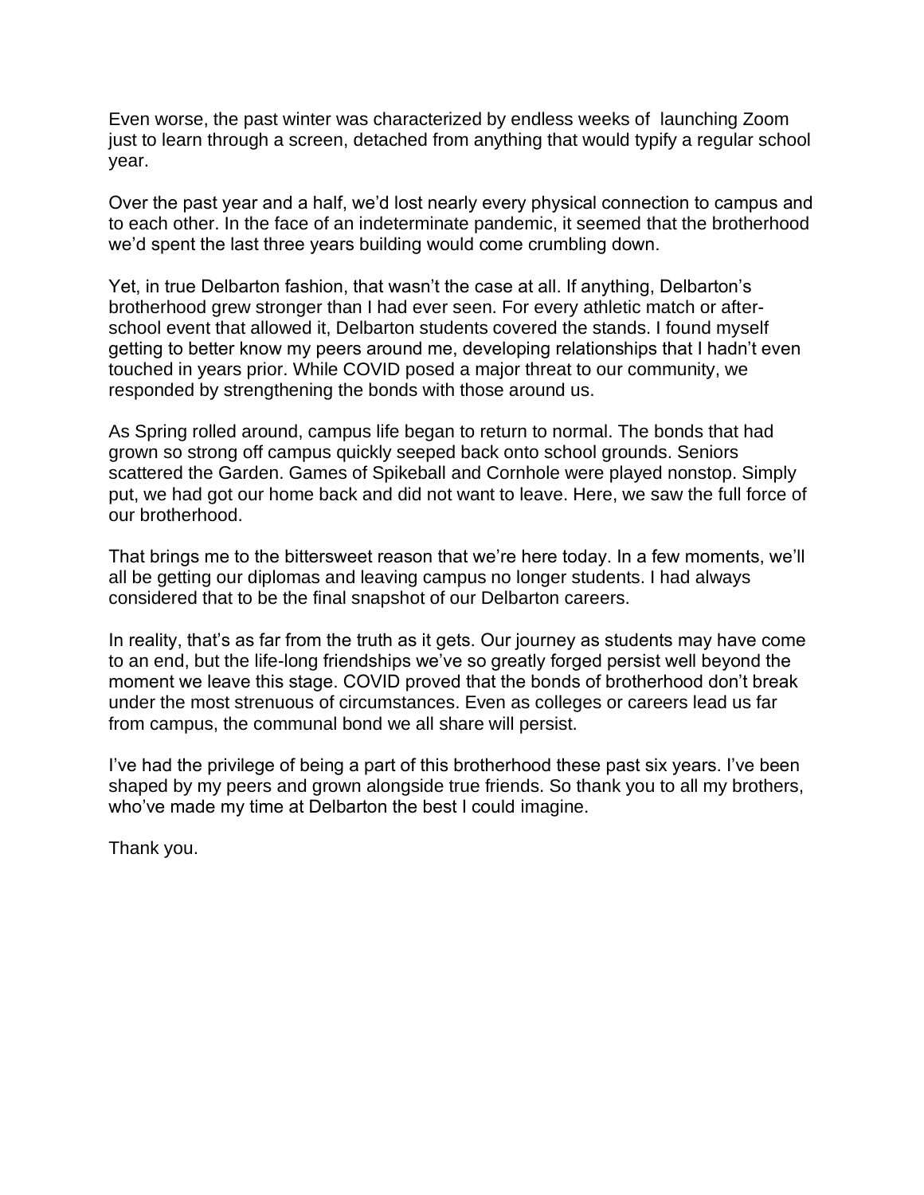Even worse, the past winter was characterized by endless weeks of launching Zoom just to learn through a screen, detached from anything that would typify a regular school year.

Over the past year and a half, we'd lost nearly every physical connection to campus and to each other. In the face of an indeterminate pandemic, it seemed that the brotherhood we'd spent the last three years building would come crumbling down.

Yet, in true Delbarton fashion, that wasn't the case at all. If anything, Delbarton's brotherhood grew stronger than I had ever seen. For every athletic match or after-school event that allowed it, Delbarton students covered the stands. I found myself getting to better know my peers around me, developing relationships that I hadn't even touched in years prior. While COVID posed a major threat to our community, we responded by strengthening the bonds with those around us.

As Spring rolled around, campus life began to return to normal. The bonds that had grown so strong off campus quickly seeped back onto school grounds. Seniors scattered the Garden. Games of Spikeball and Cornhole were played nonstop. Simply put, we had got our home back and did not want to leave. Here, we saw the full force of our brotherhood.

That brings me to the bittersweet reason that we're here today. In a few moments, we'll all be getting our diplomas and leaving campus no longer students. I had always considered that to be the final snapshot of our Delbarton careers.

In reality, that's as far from the truth as it gets. Our journey as students may have come to an end, but the life-long friendships we've so greatly forged persist well beyond the moment we leave this stage. COVID proved that the bonds of brotherhood don't break under the most strenuous of circumstances. Even as colleges or careers lead us far from campus, the communal bond we all share will persist.

I've had the privilege of being a part of this brotherhood these past six years. I've been shaped by my peers and grown alongside true friends. So thank you to all my brothers, who've made my time at Delbarton the best I could imagine.

Thank you.